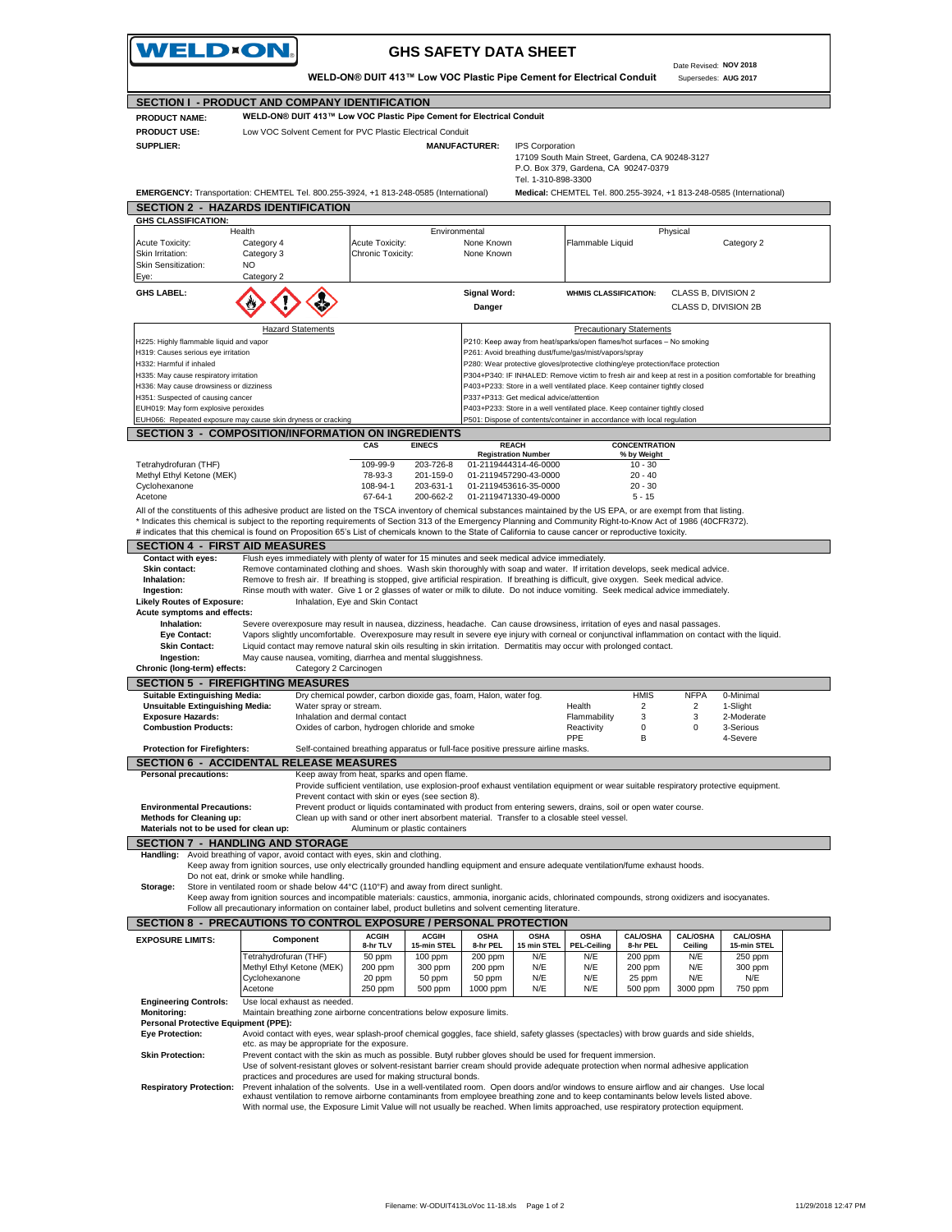# WELD-ON

# GHS SAFETY DATA SHEET

Date Revised: **NOV 2018**
Supersedes: **AUG 2017**

**WELD-ON® DUIT 413™ Low VOC Plastic Pipe Cement for Electrical Conduit**

## SECTION I - PRODUCT AND COMPANY IDENTIFICATION

**PRODUCT NAME:** **WELD-ON® DUIT 413™ Low VOC Plastic Pipe Cement for Electrical Conduit**

**PRODUCT USE:** Low VOC Solvent Cement for PVC Plastic Electrical Conduit

**SUPPLIER:**

**MANUFACTURER:** IPS Corporation
17109 South Main Street, Gardena, CA 90248-3127
P.O. Box 379, Gardena, CA 90247-0379
Tel. 1-310-898-3300

**EMERGENCY:** Transportation: CHEMTEL Tel. 800.255-3924, +1 813-248-0585 (International) **Medical:** CHEMTEL Tel. 800.255-3924, +1 813-248-0585 (International)

## SECTION 2 - HAZARDS IDENTIFICATION

**GHS CLASSIFICATION:**

| Health | | Environmental | | Physical | |
|---|---|---|---|---|---|
| Acute Toxicity: | Category 4 | Acute Toxicity: | None Known | Flammable Liquid | Category 2 |
| Skin Irritation: | Category 3 | Chronic Toxicity: | None Known | | |
| Skin Sensitization: | NO | | | | |
| Eye: | Category 2 | | | | |

**GHS LABEL:** **Signal Word:** **Danger** **WHMIS CLASSIFICATION:** CLASS B, DIVISION 2; CLASS D, DIVISION 2B

| Hazard Statements | Precautionary Statements |
|---|---|
| H225: Highly flammable liquid and vapor | P210: Keep away from heat/sparks/open flames/hot surfaces – No smoking |
| H319: Causes serious eye irritation | P261: Avoid breathing dust/fume/gas/mist/vapors/spray |
| H332: Harmful if inhaled | P280: Wear protective gloves/protective clothing/eye protection/face protection |
| H335: May cause respiratory irritation | P304+P340: IF INHALED: Remove victim to fresh air and keep at rest in a position comfortable for breathing |
| H336: May cause drowsiness or dizziness | P403+P233: Store in a well ventilated place. Keep container tightly closed |
| H351: Suspected of causing cancer | P337+P313: Get medical advice/attention |
| EUH019: May form explosive peroxides | P403+P233: Store in a well ventilated place. Keep container tightly closed |
| EUH066: Repeated exposure may cause skin dryness or cracking | P501: Dispose of contents/container in accordance with local regulation |

## SECTION 3 - COMPOSITION/INFORMATION ON INGREDIENTS

| | CAS | EINECS | REACH Registration Number | CONCENTRATION % by Weight |
|---|---|---|---|---|
| Tetrahydrofuran (THF) | 109-99-9 | 203-726-8 | 01-2119444314-46-0000 | 10 - 30 |
| Methyl Ethyl Ketone (MEK) | 78-93-3 | 201-159-0 | 01-2119457290-43-0000 | 20 - 40 |
| Cyclohexanone | 108-94-1 | 203-631-1 | 01-2119453616-35-0000 | 20 - 30 |
| Acetone | 67-64-1 | 200-662-2 | 01-2119471330-49-0000 | 5 - 15 |

All of the constituents of this adhesive product are listed on the TSCA inventory of chemical substances maintained by the US EPA, or are exempt from that listing.
\* Indicates this chemical is subject to the reporting requirements of Section 313 of the Emergency Planning and Community Right-to-Know Act of 1986 (40CFR372).
\# indicates that this chemical is found on Proposition 65's List of chemicals known to the State of California to cause cancer or reproductive toxicity.

## SECTION 4 - FIRST AID MEASURES

**Contact with eyes:** Flush eyes immediately with plenty of water for 15 minutes and seek medical advice immediately.
**Skin contact:** Remove contaminated clothing and shoes. Wash skin thoroughly with soap and water. If irritation develops, seek medical advice.
**Inhalation:** Remove to fresh air. If breathing is stopped, give artificial respiration. If breathing is difficult, give oxygen. Seek medical advice.
**Ingestion:** Rinse mouth with water. Give 1 or 2 glasses of water or milk to dilute. Do not induce vomiting. Seek medical advice immediately.
**Likely Routes of Exposure:** Inhalation, Eye and Skin Contact
**Acute symptoms and effects:**
**Inhalation:** Severe overexposure may result in nausea, dizziness, headache. Can cause drowsiness, irritation of eyes and nasal passages.
**Eye Contact:** Vapors slightly uncomfortable. Overexposure may result in severe eye injury with corneal or conjunctival inflammation on contact with the liquid.
**Skin Contact:** Liquid contact may remove natural skin oils resulting in skin irritation. Dermatitis may occur with prolonged contact.
**Ingestion:** May cause nausea, vomiting, diarrhea and mental sluggishness.
**Chronic (long-term) effects:** Category 2 Carcinogen

## SECTION 5 - FIREFIGHTING MEASURES

**Suitable Extinguishing Media:** Dry chemical powder, carbon dioxide gas, foam, Halon, water fog.
**Unsuitable Extinguishing Media:** Water spray or stream.
**Exposure Hazards:** Inhalation and dermal contact
**Combustion Products:** Oxides of carbon, hydrogen chloride and smoke

| | HMIS | NFPA | |
|---|---|---|---|
| Health | 2 | 2 | 0-Minimal |
| Flammability | 3 | 3 | 1-Slight |
| Reactivity | 0 | 0 | 2-Moderate |
| PPE | B | | 3-Serious |
| | | | 4-Severe |

**Protection for Firefighters:** Self-contained breathing apparatus or full-face positive pressure airline masks.

## SECTION 6 - ACCIDENTAL RELEASE MEASURES

**Personal precautions:** Keep away from heat, sparks and open flame.
Provide sufficient ventilation, use explosion-proof exhaust ventilation equipment or wear suitable respiratory protective equipment.
Prevent contact with skin or eyes (see section 8).
**Environmental Precautions:** Prevent product or liquids contaminated with product from entering sewers, drains, soil or open water course.
**Methods for Cleaning up:** Clean up with sand or other inert absorbent material. Transfer to a closable steel vessel.
**Materials not to be used for clean up:** Aluminum or plastic containers

## SECTION 7 - HANDLING AND STORAGE

**Handling:** Avoid breathing of vapor, avoid contact with eyes, skin and clothing.
Keep away from ignition sources, use only electrically grounded handling equipment and ensure adequate ventilation/fume exhaust hoods.
Do not eat, drink or smoke while handling.
**Storage:** Store in ventilated room or shade below 44°C (110°F) and away from direct sunlight.
Keep away from ignition sources and incompatible materials: caustics, ammonia, inorganic acids, chlorinated compounds, strong oxidizers and isocyanates.
Follow all precautionary information on container label, product bulletins and solvent cementing literature.

## SECTION 8 - PRECAUTIONS TO CONTROL EXPOSURE / PERSONAL PROTECTION

**EXPOSURE LIMITS:**

| Component | ACGIH 8-hr TLV | ACGIH 15-min STEL | OSHA 8-hr PEL | OSHA 15 min STEL | OSHA PEL-Ceiling | CAL/OSHA 8-hr PEL | CAL/OSHA Ceiling | CAL/OSHA 15-min STEL |
|---|---|---|---|---|---|---|---|---|
| Tetrahydrofuran (THF) | 50 ppm | 100 ppm | 200 ppm | N/E | N/E | 200 ppm | N/E | 250 ppm |
| Methyl Ethyl Ketone (MEK) | 200 ppm | 300 ppm | 200 ppm | N/E | N/E | 200 ppm | N/E | 300 ppm |
| Cyclohexanone | 20 ppm | 50 ppm | 50 ppm | N/E | N/E | 25 ppm | N/E | N/E |
| Acetone | 250 ppm | 500 ppm | 1000 ppm | N/E | N/E | 500 ppm | 3000 ppm | 750 ppm |

**Engineering Controls:** Use local exhaust as needed.
**Monitoring:** Maintain breathing zone airborne concentrations below exposure limits.
**Personal Protective Equipment (PPE):**
**Eye Protection:** Avoid contact with eyes, wear splash-proof chemical goggles, face shield, safety glasses (spectacles) with brow guards and side shields, etc. as may be appropriate for the exposure.
**Skin Protection:** Prevent contact with the skin as much as possible. Butyl rubber gloves should be used for frequent immersion.
Use of solvent-resistant gloves or solvent-resistant barrier cream should provide adequate protection when normal adhesive application practices and procedures are used for making structural bonds.
**Respiratory Protection:** Prevent inhalation of the solvents. Use in a well-ventilated room. Open doors and/or windows to ensure airflow and air changes. Use local exhaust ventilation to remove airborne contaminants from employee breathing zone and to keep contaminants below levels listed above.
With normal use, the Exposure Limit Value will not usually be reached. When limits approached, use respiratory protection equipment.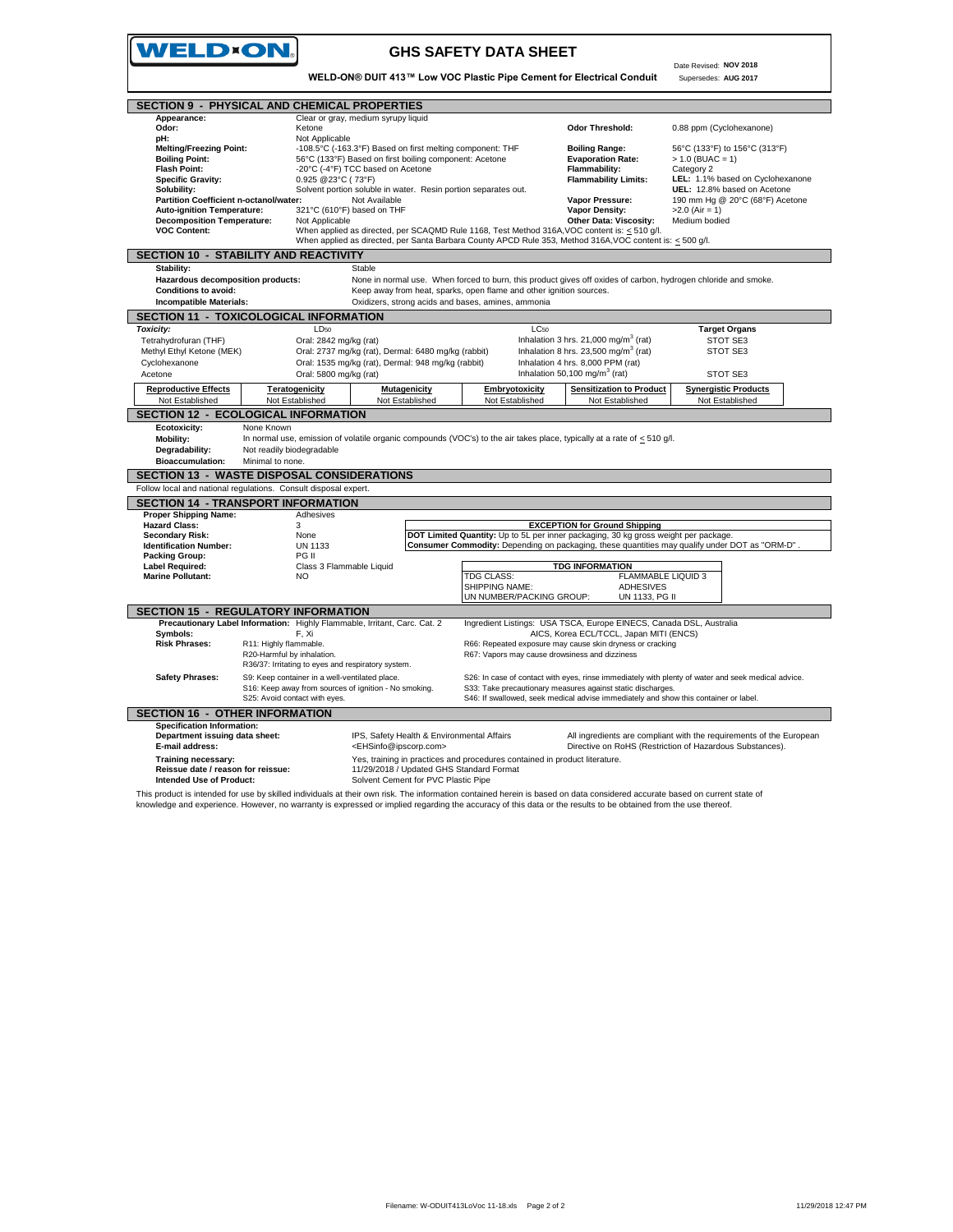# GHS SAFETY DATA SHEET

**WELD-ON® DUIT 413™ Low VOC Plastic Pipe Cement for Electrical Conduit**

Date Revised: **NOV 2018**
Supersedes: **AUG 2017**

## SECTION 9 - PHYSICAL AND CHEMICAL PROPERTIES

| | | | |
|---|---|---|---|
| **Appearance:** | Clear or gray, medium syrupy liquid | | |
| **Odor:** | Ketone | **Odor Threshold:** | 0.88 ppm (Cyclohexanone) |
| **pH:** | Not Applicable | | |
| **Melting/Freezing Point:** | -108.5°C (-163.3°F) Based on first melting component: THF | **Boiling Range:** | 56°C (133°F) to 156°C (313°F) |
| **Boiling Point:** | 56°C (133°F) Based on first boiling component: Acetone | **Evaporation Rate:** | > 1.0 (BUAC = 1) |
| **Flash Point:** | -20°C (-4°F) TCC based on Acetone | **Flammability:** | Category 2 |
| **Specific Gravity:** | 0.925 @23°C ( 73°F) | **Flammability Limits:** | **LEL:** 1.1% based on Cyclohexanone |
| **Solubility:** | Solvent portion soluble in water. Resin portion separates out. | | **UEL:** 12.8% based on Acetone |
| **Partition Coefficient n-octanol/water:** | Not Available | **Vapor Pressure:** | 190 mm Hg @ 20°C (68°F) Acetone |
| **Auto-ignition Temperature:** | 321°C (610°F) based on THF | **Vapor Density:** | >2.0 (Air = 1) |
| **Decomposition Temperature:** | Not Applicable | **Other Data: Viscosity:** | Medium bodied |
| **VOC Content:** | When applied as directed, per SCAQMD Rule 1168, Test Method 316A,VOC content is: < 510 g/l. When applied as directed, per Santa Barbara County APCD Rule 353, Method 316A,VOC content is: < 500 g/l. | | |

## SECTION 10 - STABILITY AND REACTIVITY

| | |
|---|---|
| **Stability:** | Stable |
| **Hazardous decomposition products:** | None in normal use. When forced to burn, this product gives off oxides of carbon, hydrogen chloride and smoke. |
| **Conditions to avoid:** | Keep away from heat, sparks, open flame and other ignition sources. |
| **Incompatible Materials:** | Oxidizers, strong acids and bases, amines, ammonia |

## SECTION 11 - TOXICOLOGICAL INFORMATION

| *Toxicity:* | $LD_{50}$ | $LC_{50}$ | Target Organs |
|---|---|---|---|
| Tetrahydrofuran (THF) | Oral: 2842 mg/kg (rat) | Inhalation 3 hrs. 21,000 mg/m$^3$ (rat) | STOT SE3 |
| Methyl Ethyl Ketone (MEK) | Oral: 2737 mg/kg (rat), Dermal: 6480 mg/kg (rabbit) | Inhalation 8 hrs. 23,500 mg/m$^3$ (rat) | STOT SE3 |
| Cyclohexanone | Oral: 1535 mg/kg (rat), Dermal: 948 mg/kg (rabbit) | Inhalation 4 hrs. 8,000 PPM (rat) | |
| Acetone | Oral: 5800 mg/kg (rat) | Inhalation 50,100 mg/m$^3$ (rat) | STOT SE3 |

| Reproductive Effects | Teratogenicity | Mutagenicity | Embryotoxicity | Sensitization to Product | Synergistic Products |
|---|---|---|---|---|---|
| Not Established | Not Established | Not Established | Not Established | Not Established | Not Established |

## SECTION 12 - ECOLOGICAL INFORMATION

| | |
|---|---|
| **Ecotoxicity:** | None Known |
| **Mobility:** | In normal use, emission of volatile organic compounds (VOC's) to the air takes place, typically at a rate of < 510 g/l. |
| **Degradability:** | Not readily biodegradable |
| **Bioaccumulation:** | Minimal to none. |

## SECTION 13 - WASTE DISPOSAL CONSIDERATIONS

Follow local and national regulations. Consult disposal expert.

## SECTION 14 - TRANSPORT INFORMATION

| | |
|---|---|
| **Proper Shipping Name:** | Adhesives |
| **Hazard Class:** | 3 |
| **Secondary Risk:** | None |
| **Identification Number:** | UN 1133 |
| **Packing Group:** | PG II |
| **Label Required:** | Class 3 Flammable Liquid |
| **Marine Pollutant:** | NO |

**EXCEPTION for Ground Shipping**

**DOT Limited Quantity:** Up to 5L per inner packaging, 30 kg gross weight per package.
**Consumer Commodity:** Depending on packaging, these quantities may qualify under DOT as "ORM-D".

| TDG INFORMATION | |
|---|---|
| TDG CLASS: | FLAMMABLE LIQUID 3 |
| SHIPPING NAME: | ADHESIVES |
| UN NUMBER/PACKING GROUP: | UN 1133, PG II |

## SECTION 15 - REGULATORY INFORMATION

**Precautionary Label Information:** Highly Flammable, Irritant, Carc. Cat. 2

**Symbols:** F, Xi

Ingredient Listings: USA TSCA, Europe EINECS, Canada DSL, Australia AICS, Korea ECL/TCCL, Japan MITI (ENCS)

**Risk Phrases:**
- R11: Highly flammable.
- R20-Harmful by inhalation.
- R36/37: Irritating to eyes and respiratory system.
- R66: Repeated exposure may cause skin dryness or cracking
- R67: Vapors may cause drowsiness and dizziness

**Safety Phrases:**
- S9: Keep container in a well-ventilated place.
- S16: Keep away from sources of ignition - No smoking.
- S25: Avoid contact with eyes.
- S26: In case of contact with eyes, rinse immediately with plenty of water and seek medical advice.
- S33: Take precautionary measures against static discharges.
- S46: If swallowed, seek medical advise immediately and show this container or label.

## SECTION 16 - OTHER INFORMATION

**Specification Information:**

| | |
|---|---|
| **Department issuing data sheet:** | IPS, Safety Health & Environmental Affairs |
| **E-mail address:** | <EHSinfo@ipscorp.com> |
| **Training necessary:** | Yes, training in practices and procedures contained in product literature. |
| **Reissue date / reason for reissue:** | 11/29/2018 / Updated GHS Standard Format |
| **Intended Use of Product:** | Solvent Cement for PVC Plastic Pipe |

All ingredients are compliant with the requirements of the European Directive on RoHS (Restriction of Hazardous Substances).

This product is intended for use by skilled individuals at their own risk. The information contained herein is based on data considered accurate based on current state of knowledge and experience. However, no warranty is expressed or implied regarding the accuracy of this data or the results to be obtained from the use thereof.